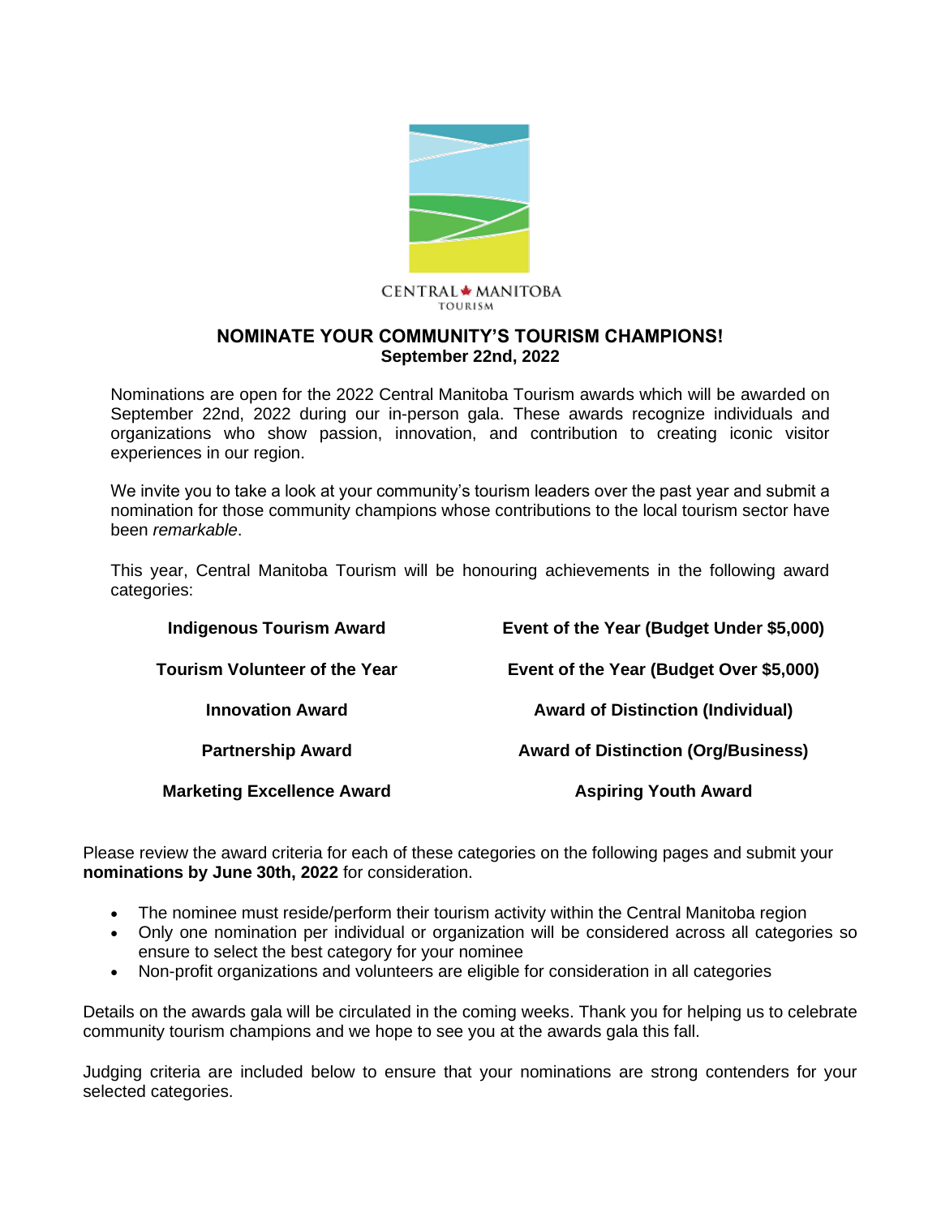CENTRAL MANITOBA TOURISM

# NOMINATE YOUR COMMUNITY'S TOURISM CHAMPIONS!

**September 22nd, 2022**

Nominations are open for the 2022 Central Manitoba Tourism awards which will be awarded on September 22nd, 2022 during our in-person gala. These awards recognize individuals and organizations who show passion, innovation, and contribution to creating iconic visitor experiences in our region.

We invite you to take a look at your community's tourism leaders over the past year and submit a nomination for those community champions whose contributions to the local tourism sector have been *remarkable*.

This year, Central Manitoba Tourism will be honouring achievements in the following award categories:

- **Indigenous Tourism Award**
- **Tourism Volunteer of the Year**
- **Innovation Award**
- **Partnership Award**
- **Marketing Excellence Award**
- **Event of the Year (Budget Under $5,000)**
- **Event of the Year (Budget Over $5,000)**
- **Award of Distinction (Individual)**
- **Award of Distinction (Org/Business)**
- **Aspiring Youth Award**

Please review the award criteria for each of these categories on the following pages and submit your **nominations by June 30th, 2022** for consideration.

- The nominee must reside/perform their tourism activity within the Central Manitoba region
- Only one nomination per individual or organization will be considered across all categories so ensure to select the best category for your nominee
- Non-profit organizations and volunteers are eligible for consideration in all categories

Details on the awards gala will be circulated in the coming weeks. Thank you for helping us to celebrate community tourism champions and we hope to see you at the awards gala this fall.

Judging criteria are included below to ensure that your nominations are strong contenders for your selected categories.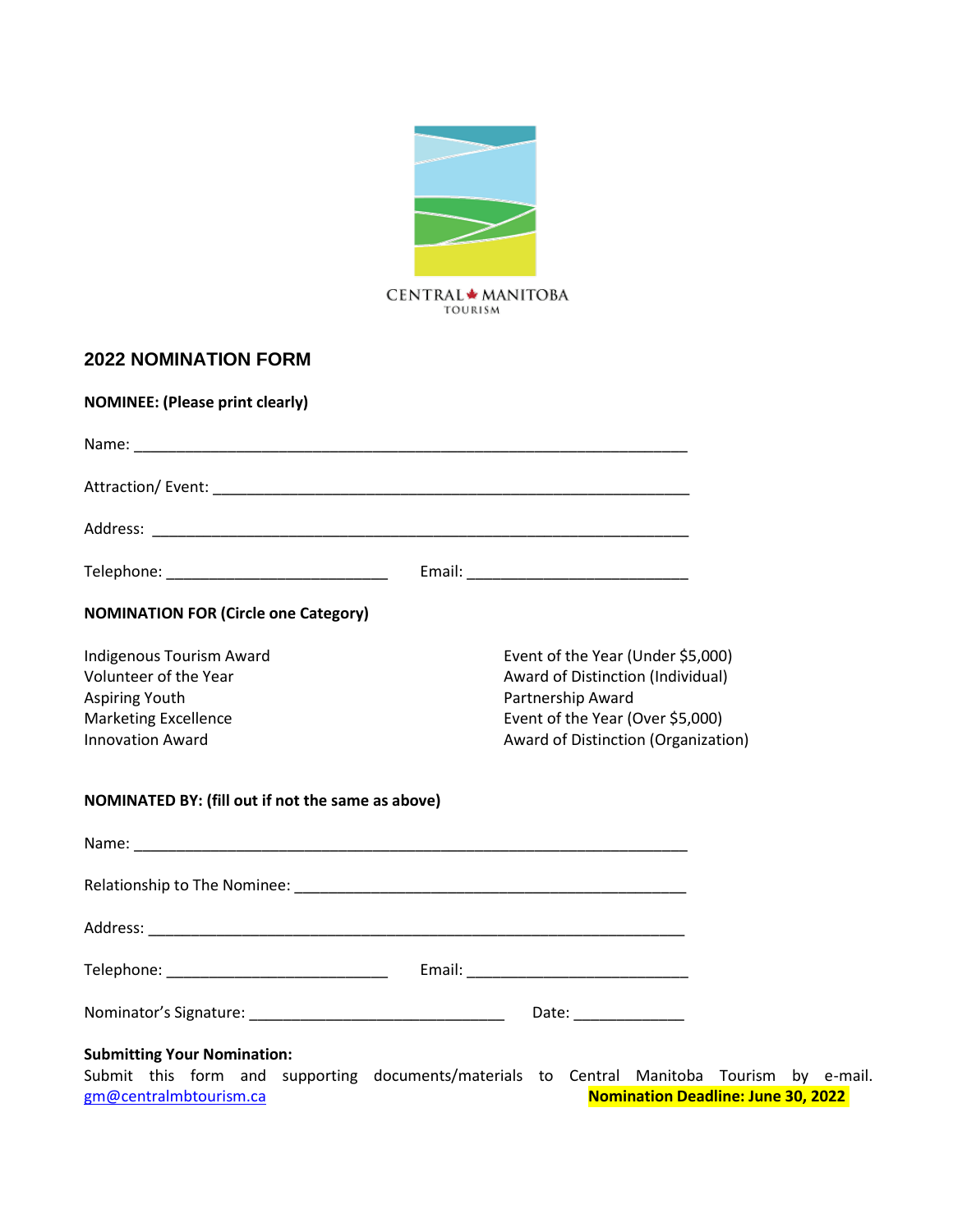CENTRAL MANITOBA TOURISM

## 2022 NOMINATION FORM

**NOMINEE: (Please print clearly)**

Name: ____________________________________________________________________

Attraction/ Event: __________________________________________________________

Address: __________________________________________________________________

Telephone: ___________________________ Email: ___________________________

**NOMINATION FOR (Circle one Category)**

Indigenous Tourism Award
Volunteer of the Year
Aspiring Youth
Marketing Excellence
Innovation Award

Event of the Year (Under $5,000)
Award of Distinction (Individual)
Partnership Award
Event of the Year (Over $5,000)
Award of Distinction (Organization)

**NOMINATED BY: (fill out if not the same as above)**

Name: ____________________________________________________________________

Relationship to The Nominee: ________________________________________________

Address: __________________________________________________________________

Telephone: ___________________________ Email: ___________________________

Nominator's Signature: _______________________________ Date: ______________

**Submitting Your Nomination:**
Submit this form and supporting documents/materials to Central Manitoba Tourism by e-mail. gm@centralmbtourism.ca **Nomination Deadline: June 30, 2022**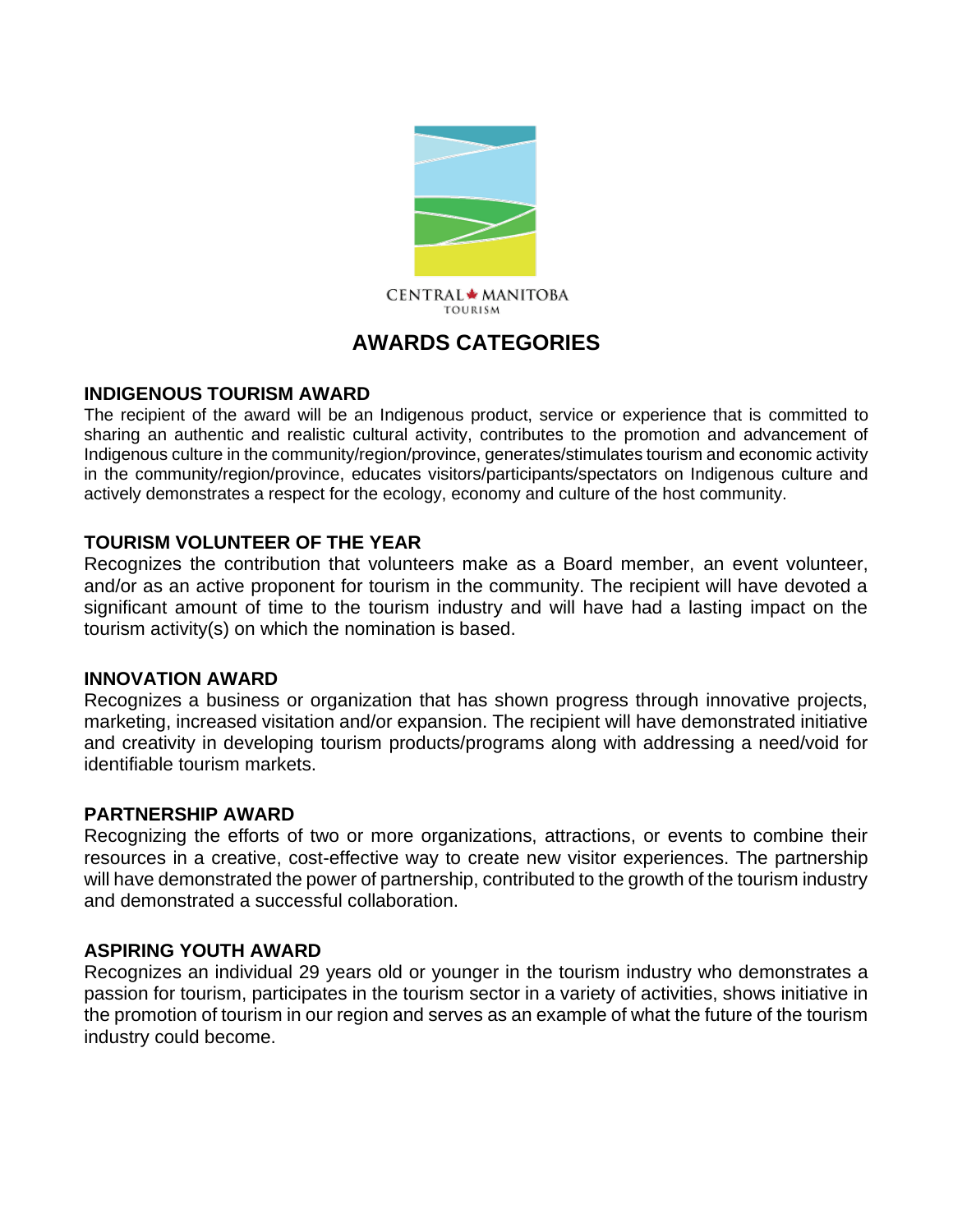CENTRAL MANITOBA TOURISM

# AWARDS CATEGORIES

### INDIGENOUS TOURISM AWARD

The recipient of the award will be an Indigenous product, service or experience that is committed to sharing an authentic and realistic cultural activity, contributes to the promotion and advancement of Indigenous culture in the community/region/province, generates/stimulates tourism and economic activity in the community/region/province, educates visitors/participants/spectators on Indigenous culture and actively demonstrates a respect for the ecology, economy and culture of the host community.

### TOURISM VOLUNTEER OF THE YEAR

Recognizes the contribution that volunteers make as a Board member, an event volunteer, and/or as an active proponent for tourism in the community. The recipient will have devoted a significant amount of time to the tourism industry and will have had a lasting impact on the tourism activity(s) on which the nomination is based.

### INNOVATION AWARD

Recognizes a business or organization that has shown progress through innovative projects, marketing, increased visitation and/or expansion. The recipient will have demonstrated initiative and creativity in developing tourism products/programs along with addressing a need/void for identifiable tourism markets.

### PARTNERSHIP AWARD

Recognizing the efforts of two or more organizations, attractions, or events to combine their resources in a creative, cost-effective way to create new visitor experiences. The partnership will have demonstrated the power of partnership, contributed to the growth of the tourism industry and demonstrated a successful collaboration.

### ASPIRING YOUTH AWARD

Recognizes an individual 29 years old or younger in the tourism industry who demonstrates a passion for tourism, participates in the tourism sector in a variety of activities, shows initiative in the promotion of tourism in our region and serves as an example of what the future of the tourism industry could become.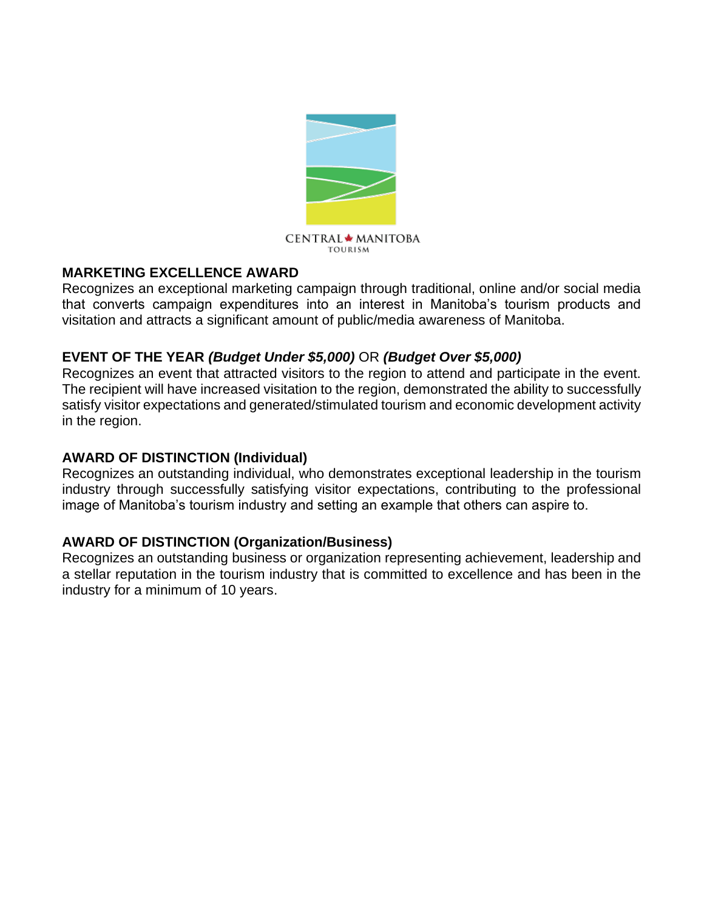CENTRAL MANITOBA TOURISM

## MARKETING EXCELLENCE AWARD

Recognizes an exceptional marketing campaign through traditional, online and/or social media that converts campaign expenditures into an interest in Manitoba's tourism products and visitation and attracts a significant amount of public/media awareness of Manitoba.

## EVENT OF THE YEAR *(Budget Under $5,000)* OR *(Budget Over $5,000)*

Recognizes an event that attracted visitors to the region to attend and participate in the event. The recipient will have increased visitation to the region, demonstrated the ability to successfully satisfy visitor expectations and generated/stimulated tourism and economic development activity in the region.

## AWARD OF DISTINCTION (Individual)

Recognizes an outstanding individual, who demonstrates exceptional leadership in the tourism industry through successfully satisfying visitor expectations, contributing to the professional image of Manitoba's tourism industry and setting an example that others can aspire to.

## AWARD OF DISTINCTION (Organization/Business)

Recognizes an outstanding business or organization representing achievement, leadership and a stellar reputation in the tourism industry that is committed to excellence and has been in the industry for a minimum of 10 years.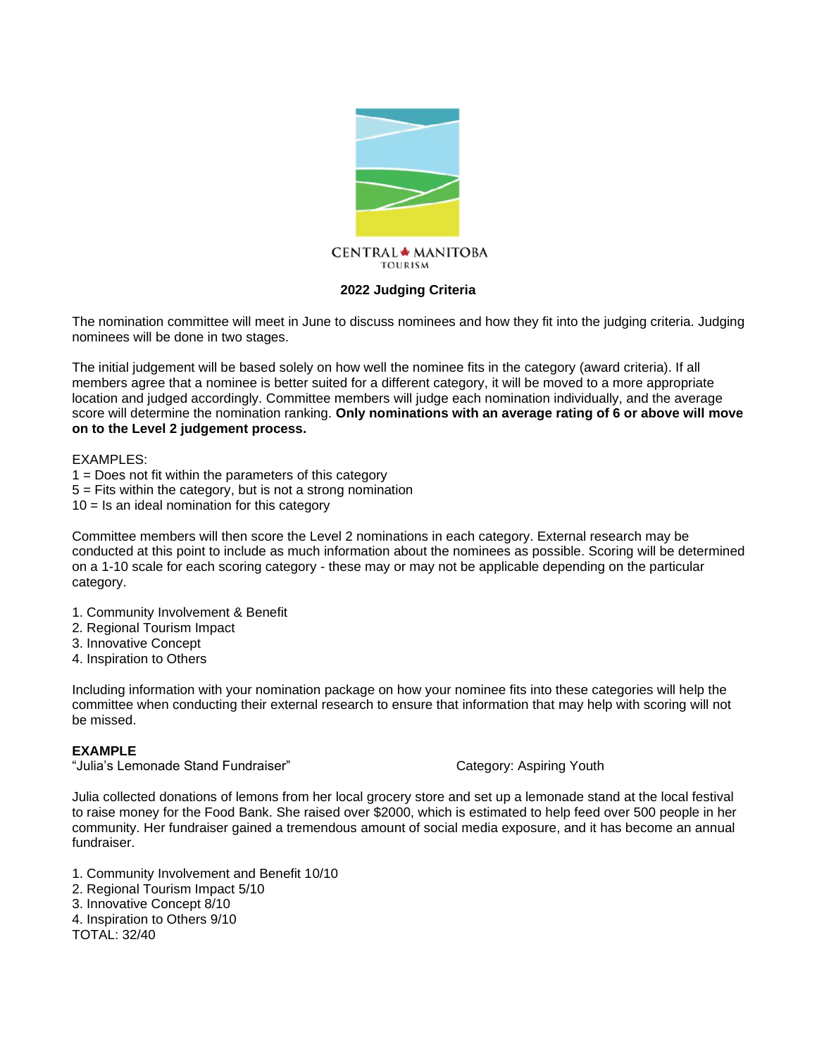CENTRAL MANITOBA
TOURISM

**2022 Judging Criteria**

The nomination committee will meet in June to discuss nominees and how they fit into the judging criteria. Judging nominees will be done in two stages.

The initial judgement will be based solely on how well the nominee fits in the category (award criteria). If all members agree that a nominee is better suited for a different category, it will be moved to a more appropriate location and judged accordingly. Committee members will judge each nomination individually, and the average score will determine the nomination ranking. **Only nominations with an average rating of 6 or above will move on to the Level 2 judgement process.**

EXAMPLES:
1 = Does not fit within the parameters of this category
5 = Fits within the category, but is not a strong nomination
10 = Is an ideal nomination for this category

Committee members will then score the Level 2 nominations in each category. External research may be conducted at this point to include as much information about the nominees as possible. Scoring will be determined on a 1-10 scale for each scoring category - these may or may not be applicable depending on the particular category.

1. Community Involvement & Benefit
2. Regional Tourism Impact
3. Innovative Concept
4. Inspiration to Others

Including information with your nomination package on how your nominee fits into these categories will help the committee when conducting their external research to ensure that information that may help with scoring will not be missed.

**EXAMPLE**
"Julia's Lemonade Stand Fundraiser" Category: Aspiring Youth

Julia collected donations of lemons from her local grocery store and set up a lemonade stand at the local festival to raise money for the Food Bank. She raised over $2000, which is estimated to help feed over 500 people in her community. Her fundraiser gained a tremendous amount of social media exposure, and it has become an annual fundraiser.

1. Community Involvement and Benefit 10/10
2. Regional Tourism Impact 5/10
3. Innovative Concept 8/10
4. Inspiration to Others 9/10

TOTAL: 32/40